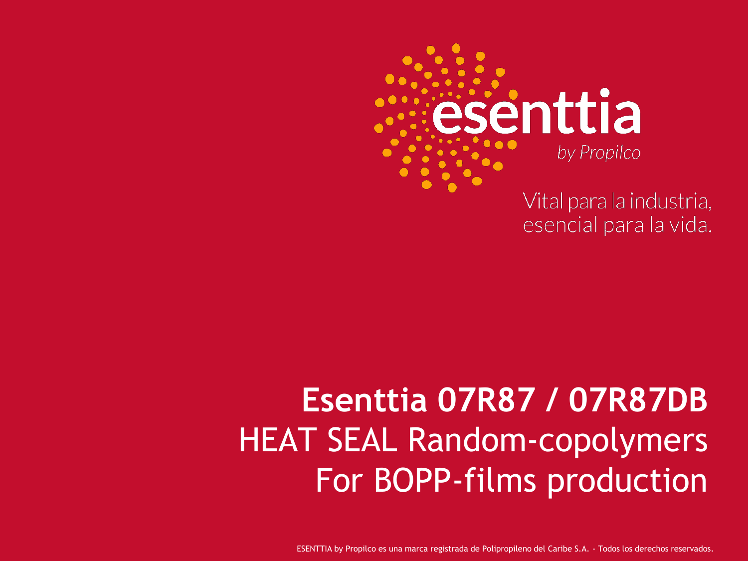esenttia

*by Propilco*

Vital para la industria,
esencial para la vida.

# Esenttia 07R87 / 07R87DB

## HEAT SEAL Random-copolymers For BOPP-films production

ESENTTIA by Propilco es una marca registrada de Polipropileno del Caribe S.A. - Todos los derechos reservados.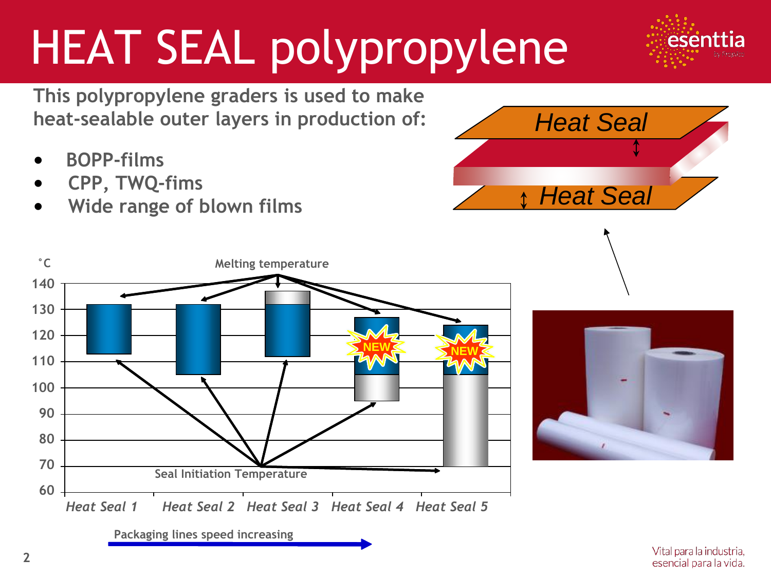# HEAT SEAL polypropylene

**This polypropylene graders is used to make heat-sealable outer layers in production of:**

- **BOPP-films**
- **CPP, TWQ-fims**
- **Wide range of blown films**

Heat Seal

Heat Seal

°C

Melting temperature

Seal Initiation Temperature

*Heat Seal 1* *Heat Seal 2* *Heat Seal 3* *Heat Seal 4* *Heat Seal 5*

NEW

NEW

**Packaging lines speed increasing**

Vital para la industria, esencial para la vida.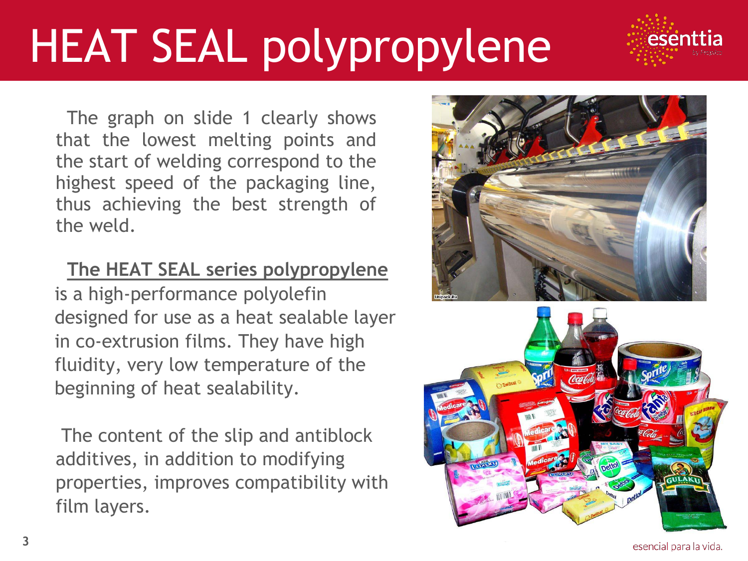# HEAT SEAL polypropylene

The graph on slide 1 clearly shows that the lowest melting points and the start of welding correspond to the highest speed of the packaging line, thus achieving the best strength of the weld.

**The HEAT SEAL series polypropylene** is a high-performance polyolefin designed for use as a heat sealable layer in co-extrusion films. They have high fluidity, very low temperature of the beginning of heat sealability.

The content of the slip and antiblock additives, in addition to modifying properties, improves compatibility with film layers.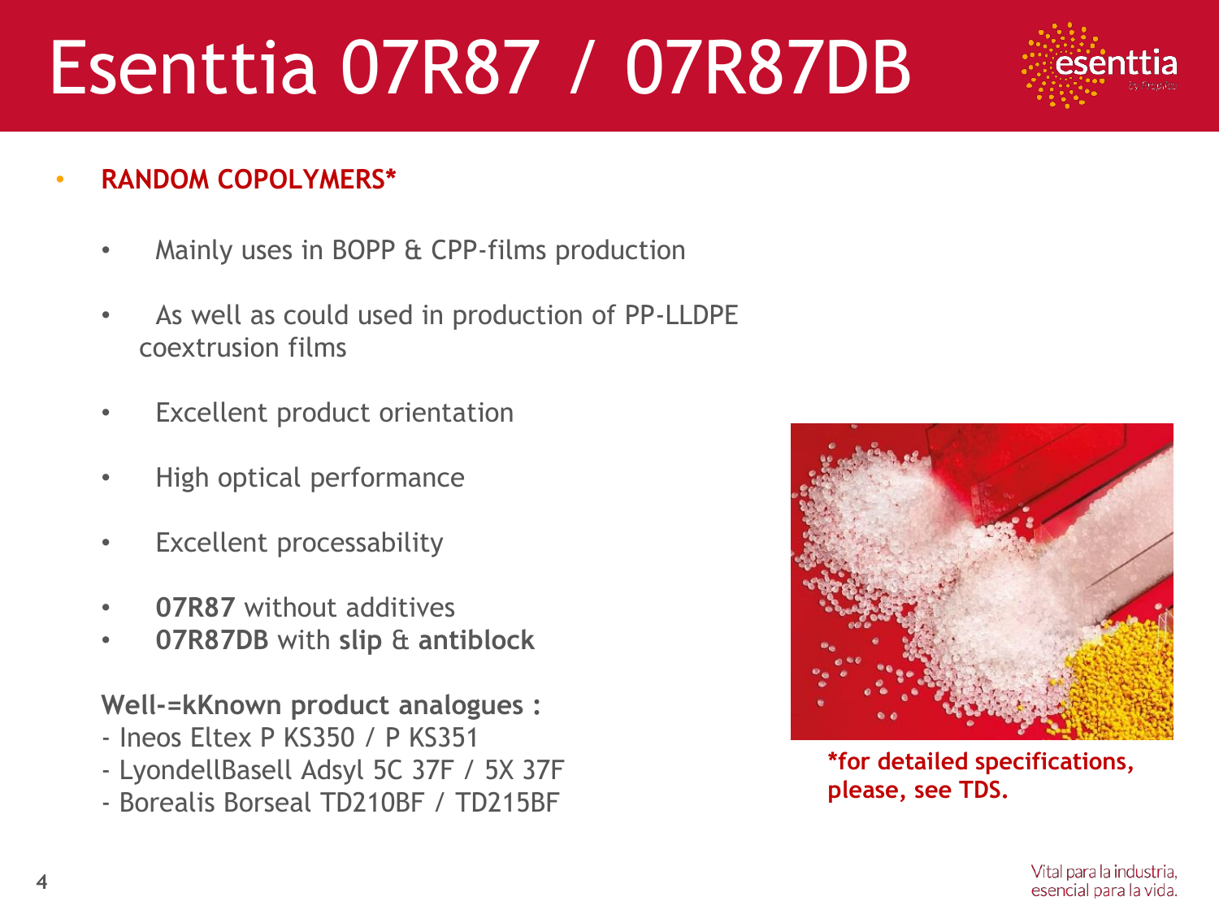# Esenttia 07R87 / 07R87DB

- **RANDOM COPOLYMERS***
  - Mainly uses in BOPP & CPP-films production
  - As well as could used in production of PP-LLDPE coextrusion films
  - Excellent product orientation
  - High optical performance
  - Excellent processability
  - **07R87** without additives
  - **07R87DB** with **slip** & **antiblock**

**Well-=kKnown product analogues :**

- Ineos Eltex P KS350 / P KS351
- LyondellBasell Adsyl 5C 37F / 5X 37F
- Borealis Borseal TD210BF / TD215BF

***for detailed specifications, please, see TDS.**

Vital para la industria, esencial para la vida.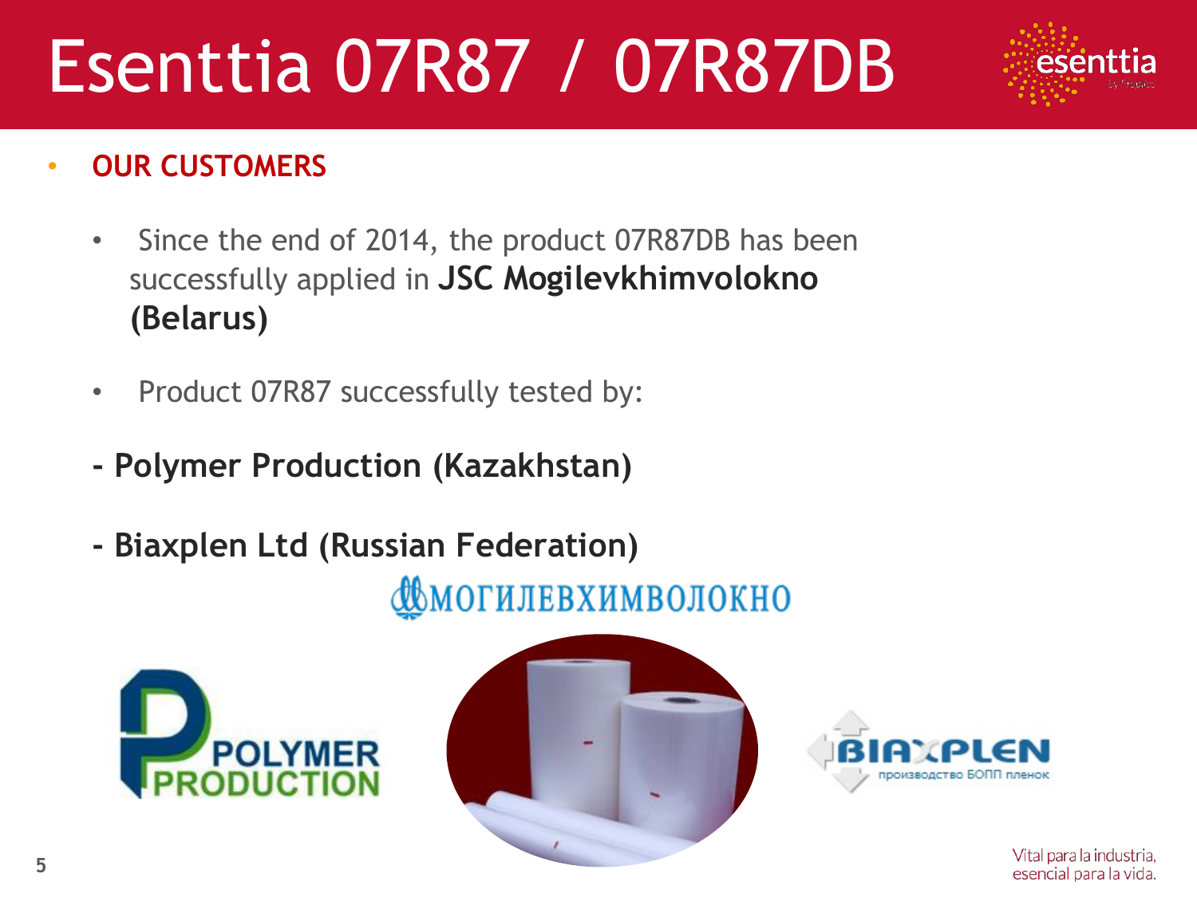# Esenttia 07R87 / 07R87DB

- **OUR CUSTOMERS**

  - Since the end of 2014, the product 07R87DB has been successfully applied in **JSC Mogilevkhimvolokno (Belarus)**

  - Product 07R87 successfully tested by:

**- Polymer Production (Kazakhstan)**

**- Biaxplen Ltd (Russian Federation)**

МОГИЛЕВХИМВОЛОКНО

POLYMER PRODUCTION

BIAXPLEN производство БОПП пленок

Vital para la industria,
esencial para la vida.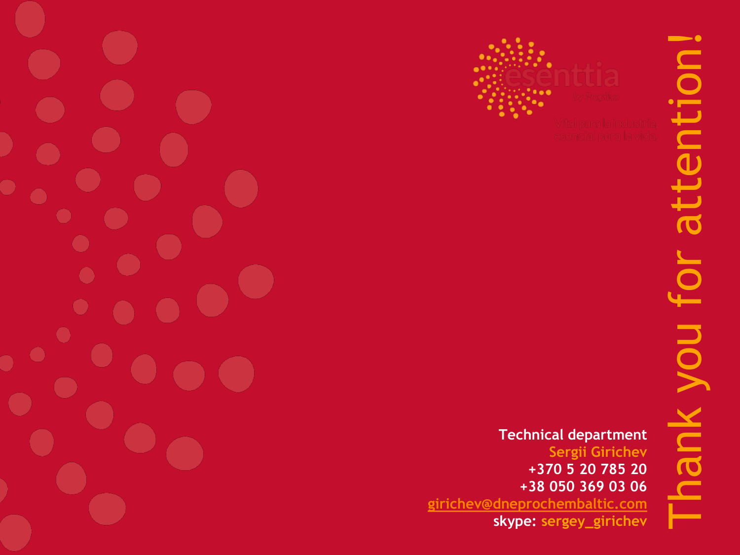esenttia

by Propilco

Vital para la industria,
esencial para la vida.

# Thank you for attention!

**Technical department**
**Sergii Girichev**
**+370 5 20 785 20**
**+38 050 369 03 06**
**girichev@dneprochembaltic.com**
**skype: sergey_girichev**